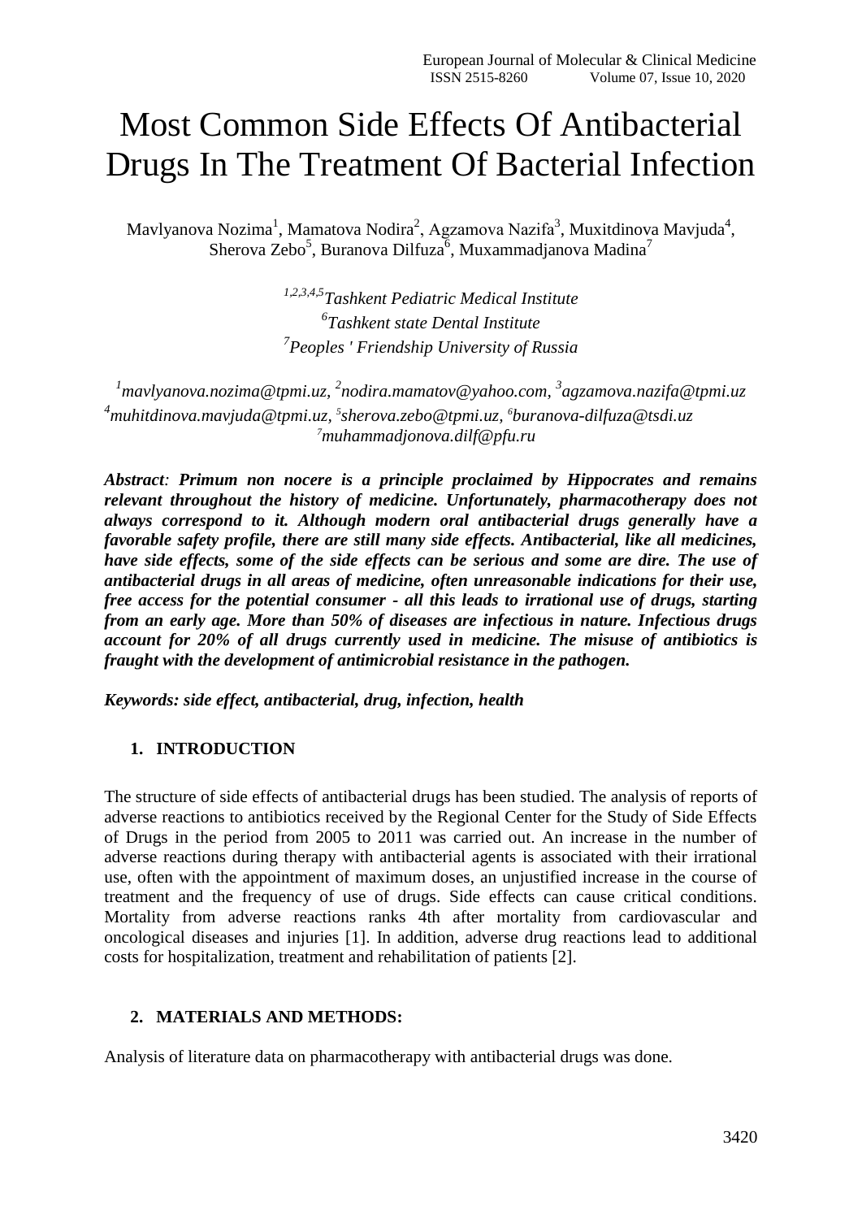# Most Common Side Effects Of Antibacterial Drugs In The Treatment Of Bacterial Infection

Mavlyanova Nozima[1], Mamatova Nodira[2], Agzamova Nazifa[3], Muxitdinova Mavjuda[4], Sherova Zebo[5], Buranova Dilfuza[6], Muxammadjanova Madina[7]

*[1,2,3,4,5]Tashkent Pediatric Medical Institute*
*[6]Tashkent state Dental Institute*
*[7]Peoples ' Friendship University of Russia*

*[1]mavlyanova.nozima@tpmi.uz, [2]nodira.mamatov@yahoo.com, [3]agzamova.nazifa@tpmi.uz*
*[4]muhitdinova.mavjuda@tpmi.uz, [5]sherova.zebo@tpmi.uz, [6]buranova-dilfuza@tsdi.uz*
*[7]muhammadjonova.dilf@pfu.ru*

***Abstract**: Primum non nocere is a principle proclaimed by Hippocrates and remains relevant throughout the history of medicine. Unfortunately, pharmacotherapy does not always correspond to it. Although modern oral antibacterial drugs generally have a favorable safety profile, there are still many side effects. Antibacterial, like all medicines, have side effects, some of the side effects can be serious and some are dire. The use of antibacterial drugs in all areas of medicine, often unreasonable indications for their use, free access for the potential consumer - all this leads to irrational use of drugs, starting from an early age. More than 50% of diseases are infectious in nature. Infectious drugs account for 20% of all drugs currently used in medicine. The misuse of antibiotics is fraught with the development of antimicrobial resistance in the pathogen.*

***Keywords: side effect, antibacterial, drug, infection, health***

## 1. INTRODUCTION

The structure of side effects of antibacterial drugs has been studied. The analysis of reports of adverse reactions to antibiotics received by the Regional Center for the Study of Side Effects of Drugs in the period from 2005 to 2011 was carried out. An increase in the number of adverse reactions during therapy with antibacterial agents is associated with their irrational use, often with the appointment of maximum doses, an unjustified increase in the course of treatment and the frequency of use of drugs. Side effects can cause critical conditions. Mortality from adverse reactions ranks 4th after mortality from cardiovascular and oncological diseases and injuries [1]. In addition, adverse drug reactions lead to additional costs for hospitalization, treatment and rehabilitation of patients [2].

## 2. MATERIALS AND METHODS:

Analysis of literature data on pharmacotherapy with antibacterial drugs was done.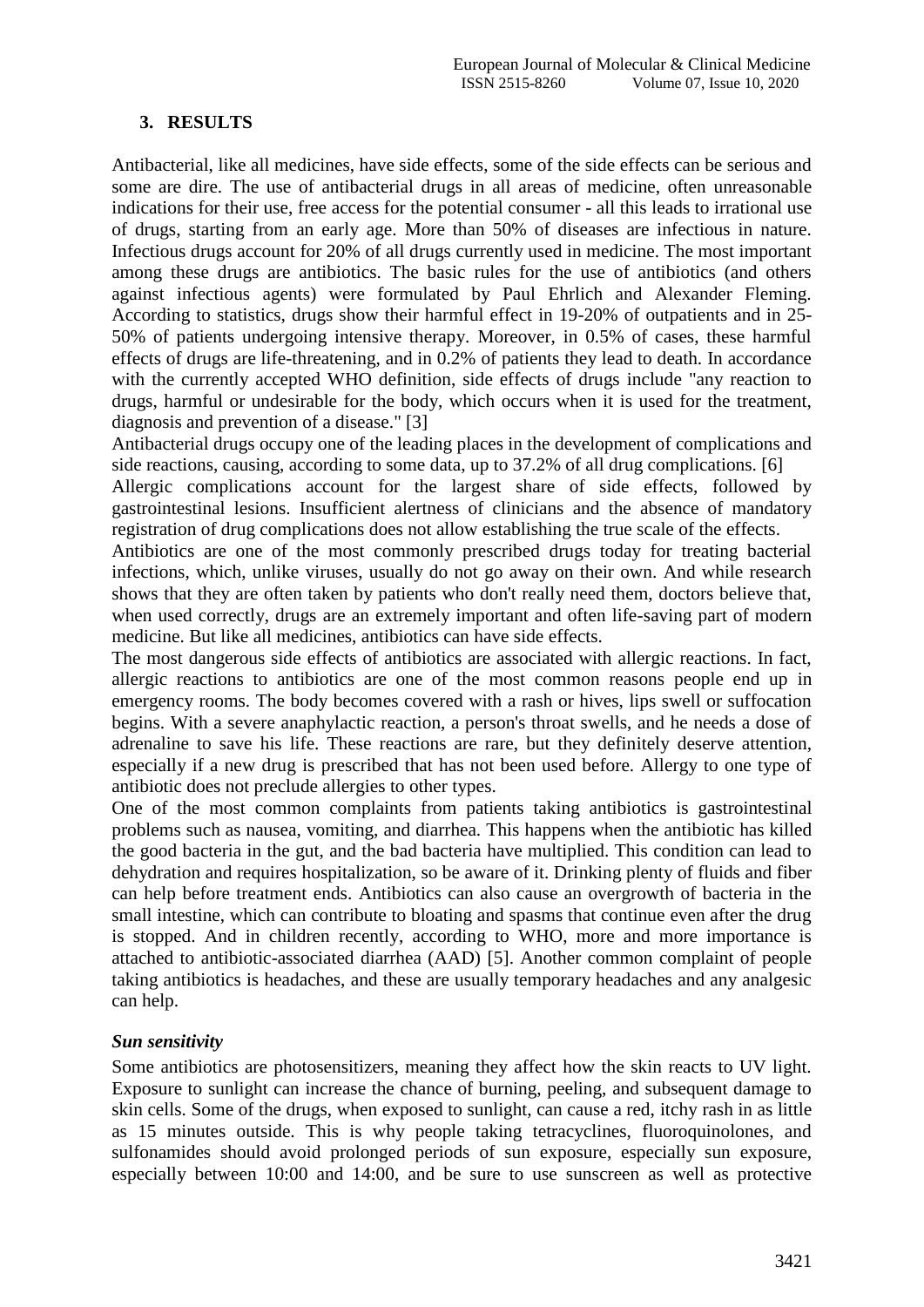## 3. RESULTS

Antibacterial, like all medicines, have side effects, some of the side effects can be serious and some are dire. The use of antibacterial drugs in all areas of medicine, often unreasonable indications for their use, free access for the potential consumer - all this leads to irrational use of drugs, starting from an early age. More than 50% of diseases are infectious in nature. Infectious drugs account for 20% of all drugs currently used in medicine. The most important among these drugs are antibiotics. The basic rules for the use of antibiotics (and others against infectious agents) were formulated by Paul Ehrlich and Alexander Fleming. According to statistics, drugs show their harmful effect in 19-20% of outpatients and in 25-50% of patients undergoing intensive therapy. Moreover, in 0.5% of cases, these harmful effects of drugs are life-threatening, and in 0.2% of patients they lead to death. In accordance with the currently accepted WHO definition, side effects of drugs include "any reaction to drugs, harmful or undesirable for the body, which occurs when it is used for the treatment, diagnosis and prevention of a disease." [3]

Antibacterial drugs occupy one of the leading places in the development of complications and side reactions, causing, according to some data, up to 37.2% of all drug complications. [6]

Allergic complications account for the largest share of side effects, followed by gastrointestinal lesions. Insufficient alertness of clinicians and the absence of mandatory registration of drug complications does not allow establishing the true scale of the effects.

Antibiotics are one of the most commonly prescribed drugs today for treating bacterial infections, which, unlike viruses, usually do not go away on their own. And while research shows that they are often taken by patients who don't really need them, doctors believe that, when used correctly, drugs are an extremely important and often life-saving part of modern medicine. But like all medicines, antibiotics can have side effects.

The most dangerous side effects of antibiotics are associated with allergic reactions. In fact, allergic reactions to antibiotics are one of the most common reasons people end up in emergency rooms. The body becomes covered with a rash or hives, lips swell or suffocation begins. With a severe anaphylactic reaction, a person's throat swells, and he needs a dose of adrenaline to save his life. These reactions are rare, but they definitely deserve attention, especially if a new drug is prescribed that has not been used before. Allergy to one type of antibiotic does not preclude allergies to other types.

One of the most common complaints from patients taking antibiotics is gastrointestinal problems such as nausea, vomiting, and diarrhea. This happens when the antibiotic has killed the good bacteria in the gut, and the bad bacteria have multiplied. This condition can lead to dehydration and requires hospitalization, so be aware of it. Drinking plenty of fluids and fiber can help before treatment ends. Antibiotics can also cause an overgrowth of bacteria in the small intestine, which can contribute to bloating and spasms that continue even after the drug is stopped. And in children recently, according to WHO, more and more importance is attached to antibiotic-associated diarrhea (AAD) [5]. Another common complaint of people taking antibiotics is headaches, and these are usually temporary headaches and any analgesic can help.

***Sun sensitivity***

Some antibiotics are photosensitizers, meaning they affect how the skin reacts to UV light. Exposure to sunlight can increase the chance of burning, peeling, and subsequent damage to skin cells. Some of the drugs, when exposed to sunlight, can cause a red, itchy rash in as little as 15 minutes outside. This is why people taking tetracyclines, fluoroquinolones, and sulfonamides should avoid prolonged periods of sun exposure, especially sun exposure, especially between 10:00 and 14:00, and be sure to use sunscreen as well as protective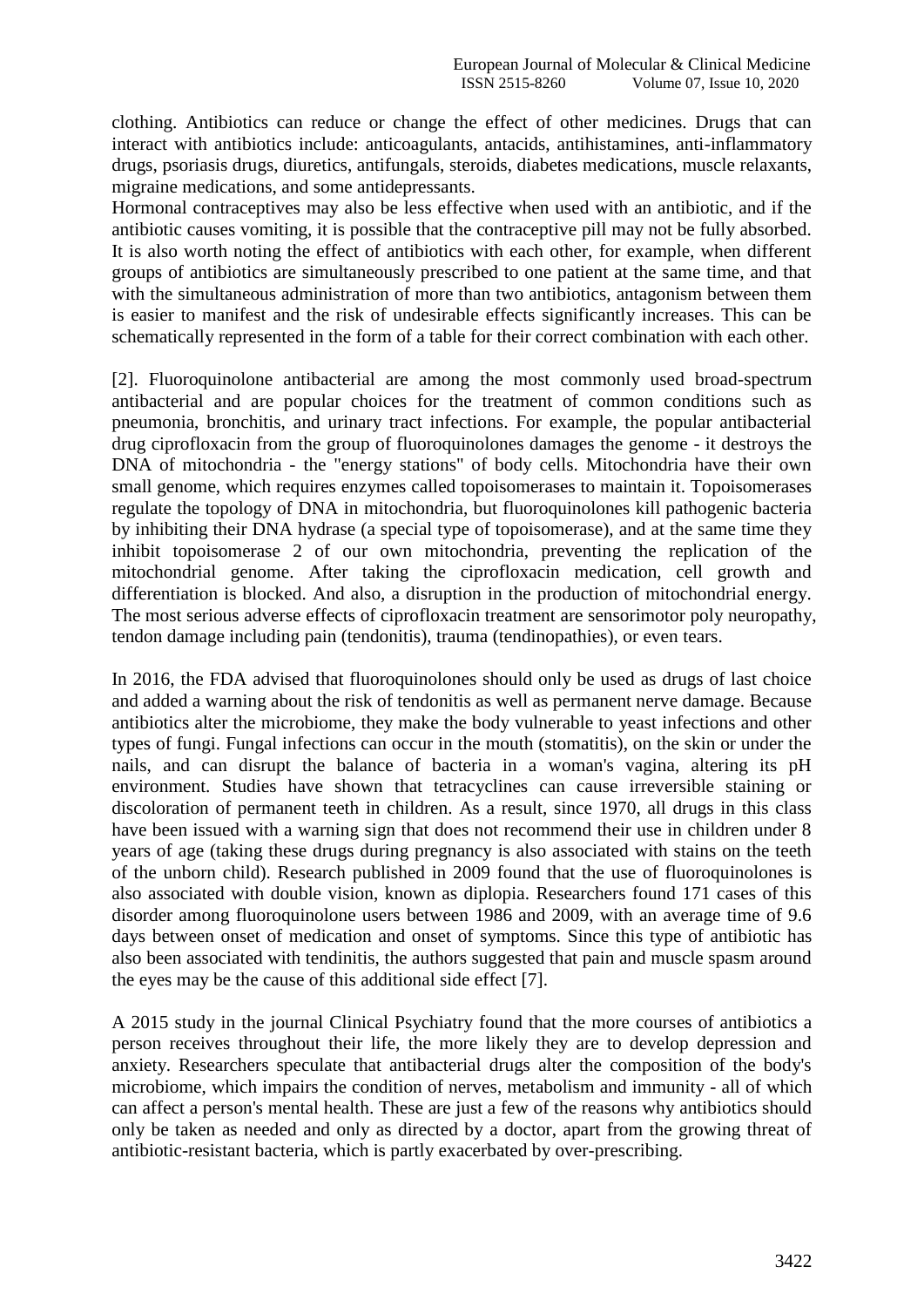clothing. Antibiotics can reduce or change the effect of other medicines. Drugs that can interact with antibiotics include: anticoagulants, antacids, antihistamines, anti-inflammatory drugs, psoriasis drugs, diuretics, antifungals, steroids, diabetes medications, muscle relaxants, migraine medications, and some antidepressants.

Hormonal contraceptives may also be less effective when used with an antibiotic, and if the antibiotic causes vomiting, it is possible that the contraceptive pill may not be fully absorbed. It is also worth noting the effect of antibiotics with each other, for example, when different groups of antibiotics are simultaneously prescribed to one patient at the same time, and that with the simultaneous administration of more than two antibiotics, antagonism between them is easier to manifest and the risk of undesirable effects significantly increases. This can be schematically represented in the form of a table for their correct combination with each other.

[2]. Fluoroquinolone antibacterial are among the most commonly used broad-spectrum antibacterial and are popular choices for the treatment of common conditions such as pneumonia, bronchitis, and urinary tract infections. For example, the popular antibacterial drug ciprofloxacin from the group of fluoroquinolones damages the genome - it destroys the DNA of mitochondria - the "energy stations" of body cells. Mitochondria have their own small genome, which requires enzymes called topoisomerases to maintain it. Topoisomerases regulate the topology of DNA in mitochondria, but fluoroquinolones kill pathogenic bacteria by inhibiting their DNA hydrase (a special type of topoisomerase), and at the same time they inhibit topoisomerase 2 of our own mitochondria, preventing the replication of the mitochondrial genome. After taking the ciprofloxacin medication, cell growth and differentiation is blocked. And also, a disruption in the production of mitochondrial energy. The most serious adverse effects of ciprofloxacin treatment are sensorimotor poly neuropathy, tendon damage including pain (tendonitis), trauma (tendinopathies), or even tears.

In 2016, the FDA advised that fluoroquinolones should only be used as drugs of last choice and added a warning about the risk of tendonitis as well as permanent nerve damage. Because antibiotics alter the microbiome, they make the body vulnerable to yeast infections and other types of fungi. Fungal infections can occur in the mouth (stomatitis), on the skin or under the nails, and can disrupt the balance of bacteria in a woman's vagina, altering its pH environment. Studies have shown that tetracyclines can cause irreversible staining or discoloration of permanent teeth in children. As a result, since 1970, all drugs in this class have been issued with a warning sign that does not recommend their use in children under 8 years of age (taking these drugs during pregnancy is also associated with stains on the teeth of the unborn child). Research published in 2009 found that the use of fluoroquinolones is also associated with double vision, known as diplopia. Researchers found 171 cases of this disorder among fluoroquinolone users between 1986 and 2009, with an average time of 9.6 days between onset of medication and onset of symptoms. Since this type of antibiotic has also been associated with tendinitis, the authors suggested that pain and muscle spasm around the eyes may be the cause of this additional side effect [7].

A 2015 study in the journal Clinical Psychiatry found that the more courses of antibiotics a person receives throughout their life, the more likely they are to develop depression and anxiety. Researchers speculate that antibacterial drugs alter the composition of the body's microbiome, which impairs the condition of nerves, metabolism and immunity - all of which can affect a person's mental health. These are just a few of the reasons why antibiotics should only be taken as needed and only as directed by a doctor, apart from the growing threat of antibiotic-resistant bacteria, which is partly exacerbated by over-prescribing.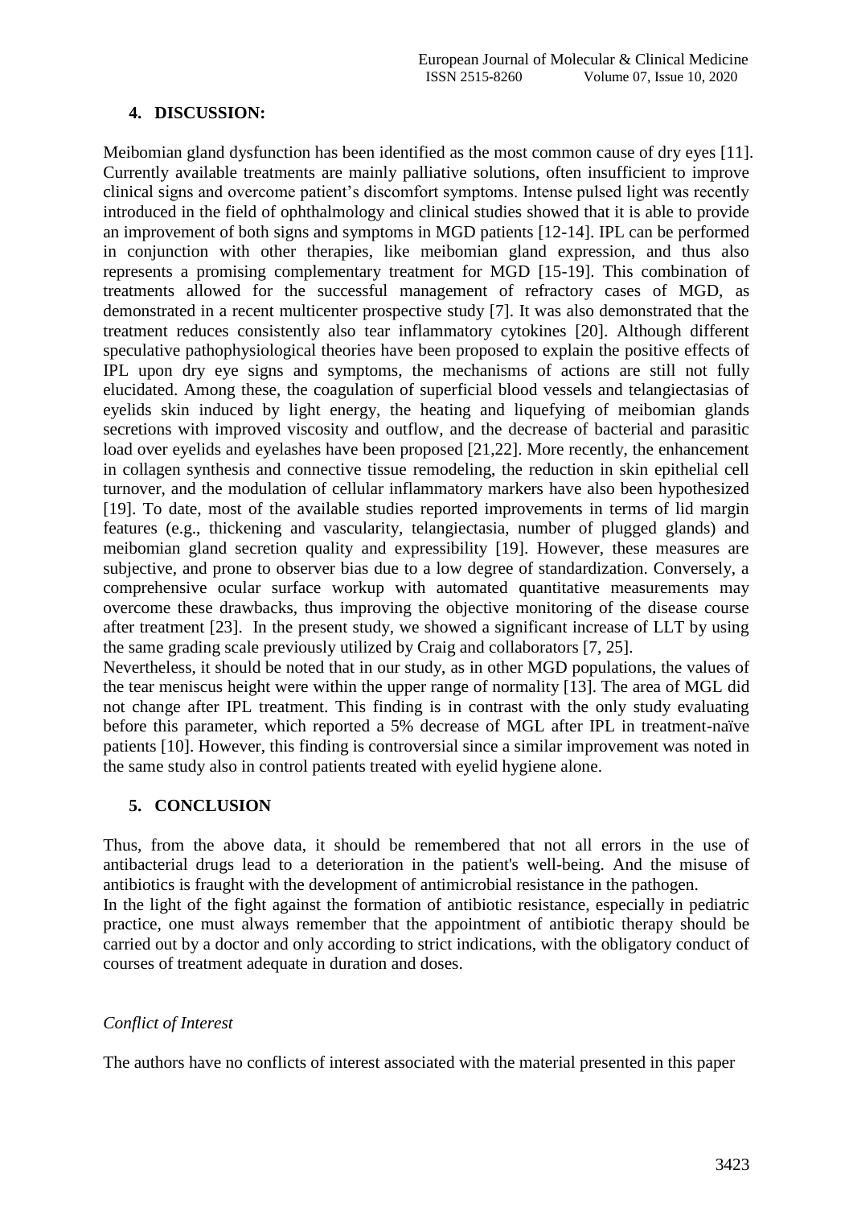## 4. DISCUSSION:

Meibomian gland dysfunction has been identified as the most common cause of dry eyes [11]. Currently available treatments are mainly palliative solutions, often insufficient to improve clinical signs and overcome patient's discomfort symptoms. Intense pulsed light was recently introduced in the field of ophthalmology and clinical studies showed that it is able to provide an improvement of both signs and symptoms in MGD patients [12-14]. IPL can be performed in conjunction with other therapies, like meibomian gland expression, and thus also represents a promising complementary treatment for MGD [15-19]. This combination of treatments allowed for the successful management of refractory cases of MGD, as demonstrated in a recent multicenter prospective study [7]. It was also demonstrated that the treatment reduces consistently also tear inflammatory cytokines [20]. Although different speculative pathophysiological theories have been proposed to explain the positive effects of IPL upon dry eye signs and symptoms, the mechanisms of actions are still not fully elucidated. Among these, the coagulation of superficial blood vessels and telangiectasias of eyelids skin induced by light energy, the heating and liquefying of meibomian glands secretions with improved viscosity and outflow, and the decrease of bacterial and parasitic load over eyelids and eyelashes have been proposed [21,22]. More recently, the enhancement in collagen synthesis and connective tissue remodeling, the reduction in skin epithelial cell turnover, and the modulation of cellular inflammatory markers have also been hypothesized [19]. To date, most of the available studies reported improvements in terms of lid margin features (e.g., thickening and vascularity, telangiectasia, number of plugged glands) and meibomian gland secretion quality and expressibility [19]. However, these measures are subjective, and prone to observer bias due to a low degree of standardization. Conversely, a comprehensive ocular surface workup with automated quantitative measurements may overcome these drawbacks, thus improving the objective monitoring of the disease course after treatment [23]. In the present study, we showed a significant increase of LLT by using the same grading scale previously utilized by Craig and collaborators [7, 25].

Nevertheless, it should be noted that in our study, as in other MGD populations, the values of the tear meniscus height were within the upper range of normality [13]. The area of MGL did not change after IPL treatment. This finding is in contrast with the only study evaluating before this parameter, which reported a 5% decrease of MGL after IPL in treatment-naïve patients [10]. However, this finding is controversial since a similar improvement was noted in the same study also in control patients treated with eyelid hygiene alone.

## 5. CONCLUSION

Thus, from the above data, it should be remembered that not all errors in the use of antibacterial drugs lead to a deterioration in the patient's well-being. And the misuse of antibiotics is fraught with the development of antimicrobial resistance in the pathogen.

In the light of the fight against the formation of antibiotic resistance, especially in pediatric practice, one must always remember that the appointment of antibiotic therapy should be carried out by a doctor and only according to strict indications, with the obligatory conduct of courses of treatment adequate in duration and doses.

*Conflict of Interest*

The authors have no conflicts of interest associated with the material presented in this paper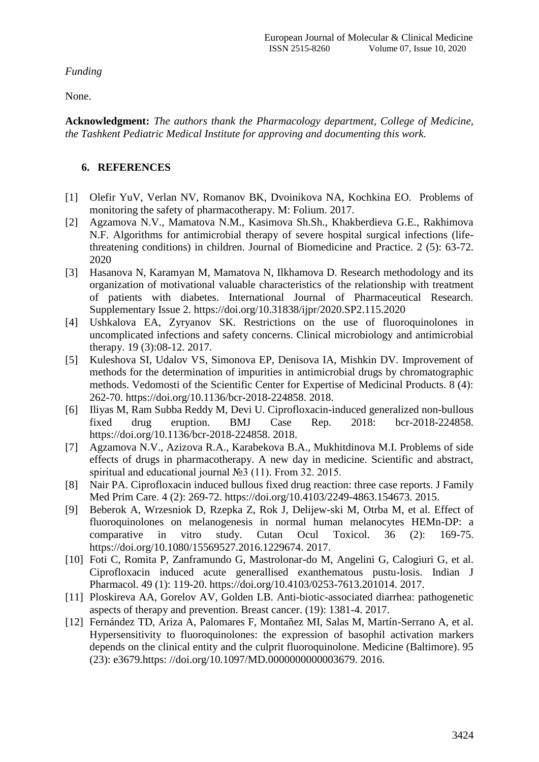*Funding*

None.

**Acknowledgment:** *The authors thank the Pharmacology department, College of Medicine, the Tashkent Pediatric Medical Institute for approving and documenting this work.*

## 6. REFERENCES

[1] Olefir YuV, Verlan NV, Romanov BK, Dvoinikova NA, Kochkina EO. Problems of monitoring the safety of pharmacotherapy. M: Folium. 2017.

[2] Agzamova N.V., Mamatova N.M., Kasimova Sh.Sh., Khakberdieva G.E., Rakhimova N.F. Algorithms for antimicrobial therapy of severe hospital surgical infections (life-threatening conditions) in children. Journal of Biomedicine and Practice. 2 (5): 63-72. 2020

[3] Hasanova N, Karamyan M, Mamatova N, Ilkhamova D. Research methodology and its organization of motivational valuable characteristics of the relationship with treatment of patients with diabetes. International Journal of Pharmaceutical Research. Supplementary Issue 2. https://doi.org/10.31838/ijpr/2020.SP2.115.2020

[4] Ushkalova EA, Zyryanov SK. Restrictions on the use of fluoroquinolones in uncomplicated infections and safety concerns. Clinical microbiology and antimicrobial therapy. 19 (3):08-12. 2017.

[5] Kuleshova SI, Udalov VS, Simonova EP, Denisova IA, Mishkin DV. Improvement of methods for the determination of impurities in antimicrobial drugs by chromatographic methods. Vedomosti of the Scientific Center for Expertise of Medicinal Products. 8 (4): 262-70. https://doi.org/10.1136/bcr-2018-224858. 2018.

[6] Iliyas M, Ram Subba Reddy M, Devi U. Ciprofloxacin-induced generalized non-bullous fixed drug eruption. BMJ Case Rep. 2018: bcr-2018-224858. https://doi.org/10.1136/bcr-2018-224858. 2018.

[7] Agzamova N.V., Azizova R.A., Karabekova B.A., Mukhitdinova M.I. Problems of side effects of drugs in pharmacotherapy. A new day in medicine. Scientific and abstract, spiritual and educational journal №3 (11). From 32. 2015.

[8] Nair PA. Ciprofloxacin induced bullous fixed drug reaction: three case reports. J Family Med Prim Care. 4 (2): 269-72. https://doi.org/10.4103/2249-4863.154673. 2015.

[9] Beberok A, Wrzesniok D, Rzepka Z, Rok J, Delijew-ski M, Otrba M, et al. Effect of fluoroquinolones on melanogenesis in normal human melanocytes HEMn-DP: a comparative in vitro study. Cutan Ocul Toxicol. 36 (2): 169-75. https://doi.org/10.1080/15569527.2016.1229674. 2017.

[10] Foti C, Romita P, Zanframundo G, Mastrolonar-do M, Angelini G, Calogiuri G, et al. Ciprofloxacin induced acute generallised exanthematous pustu-losis. Indian J Pharmacol. 49 (1): 119-20. https://doi.org/10.4103/0253-7613.201014. 2017.

[11] Ploskireva AA, Gorelov AV, Golden LB. Anti-biotic-associated diarrhea: pathogenetic aspects of therapy and prevention. Breast cancer. (19): 1381-4. 2017.

[12] Fernández TD, Ariza A, Palomares F, Montañez MI, Salas M, Martín-Serrano A, et al. Hypersensitivity to fluoroquinolones: the expression of basophil activation markers depends on the clinical entity and the culprit fluoroquinolone. Medicine (Baltimore). 95 (23): e3679.https: //doi.org/10.1097/MD.0000000000003679. 2016.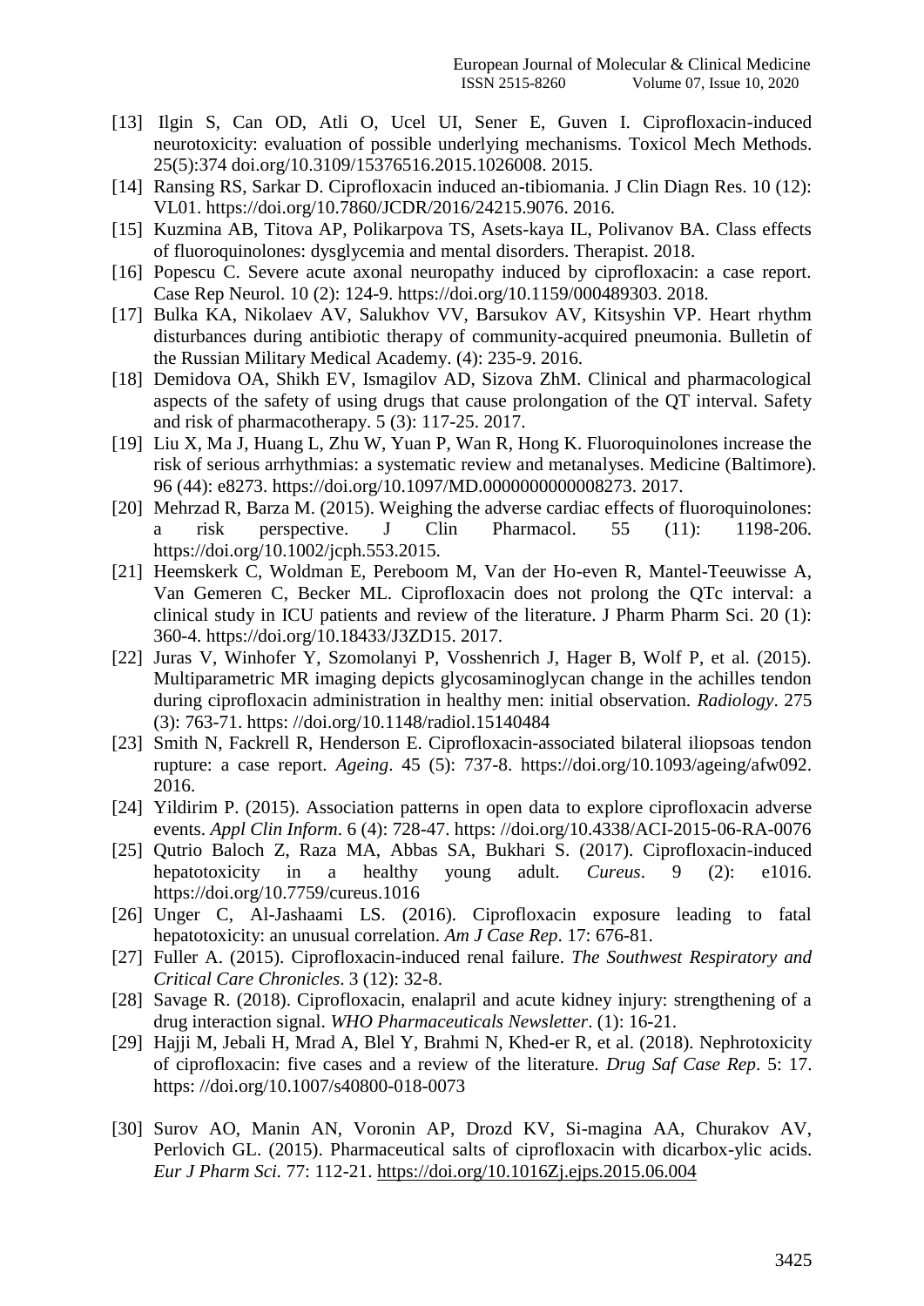[13] Ilgin S, Can OD, Atli O, Ucel UI, Sener E, Guven I. Ciprofloxacin-induced neurotoxicity: evaluation of possible underlying mechanisms. Toxicol Mech Methods. 25(5):374 doi.org/10.3109/15376516.2015.1026008. 2015.

[14] Ransing RS, Sarkar D. Ciprofloxacin induced an-tibiomania. J Clin Diagn Res. 10 (12): VL01. https://doi.org/10.7860/JCDR/2016/24215.9076. 2016.

[15] Kuzmina AB, Titova AP, Polikarpova TS, Asets-kaya IL, Polivanov BA. Class effects of fluoroquinolones: dysglycemia and mental disorders. Therapist. 2018.

[16] Popescu C. Severe acute axonal neuropathy induced by ciprofloxacin: a case report. Case Rep Neurol. 10 (2): 124-9. https://doi.org/10.1159/000489303. 2018.

[17] Bulka KA, Nikolaev AV, Salukhov VV, Barsukov AV, Kitsyshin VP. Heart rhythm disturbances during antibiotic therapy of community-acquired pneumonia. Bulletin of the Russian Military Medical Academy. (4): 235-9. 2016.

[18] Demidova OA, Shikh EV, Ismagilov AD, Sizova ZhM. Clinical and pharmacological aspects of the safety of using drugs that cause prolongation of the QT interval. Safety and risk of pharmacotherapy. 5 (3): 117-25. 2017.

[19] Liu X, Ma J, Huang L, Zhu W, Yuan P, Wan R, Hong K. Fluoroquinolones increase the risk of serious arrhythmias: a systematic review and metanalyses. Medicine (Baltimore). 96 (44): e8273. https://doi.org/10.1097/MD.0000000000008273. 2017.

[20] Mehrzad R, Barza M. (2015). Weighing the adverse cardiac effects of fluoroquinolones: a risk perspective. J Clin Pharmacol. 55 (11): 1198-206. https://doi.org/10.1002/jcph.553.2015.

[21] Heemskerk C, Woldman E, Pereboom M, Van der Ho-even R, Mantel-Teeuwisse A, Van Gemeren C, Becker ML. Ciprofloxacin does not prolong the QTc interval: a clinical study in ICU patients and review of the literature. J Pharm Pharm Sci. 20 (1): 360-4. https://doi.org/10.18433/J3ZD15. 2017.

[22] Juras V, Winhofer Y, Szomolanyi P, Vosshenrich J, Hager B, Wolf P, et al. (2015). Multiparametric MR imaging depicts glycosaminoglycan change in the achilles tendon during ciprofloxacin administration in healthy men: initial observation. *Radiology*. 275 (3): 763-71. https: //doi.org/10.1148/radiol.15140484

[23] Smith N, Fackrell R, Henderson E. Ciprofloxacin-associated bilateral iliopsoas tendon rupture: a case report. *Ageing*. 45 (5): 737-8. https://doi.org/10.1093/ageing/afw092. 2016.

[24] Yildirim P. (2015). Association patterns in open data to explore ciprofloxacin adverse events. *Appl Clin Inform*. 6 (4): 728-47. https: //doi.org/10.4338/ACI-2015-06-RA-0076

[25] Qutrio Baloch Z, Raza MA, Abbas SA, Bukhari S. (2017). Ciprofloxacin-induced hepatotoxicity in a healthy young adult. *Cureus*. 9 (2): e1016. https://doi.org/10.7759/cureus.1016

[26] Unger C, Al-Jashaami LS. (2016). Ciprofloxacin exposure leading to fatal hepatotoxicity: an unusual correlation. *Am J Case Rep*. 17: 676-81.

[27] Fuller A. (2015). Ciprofloxacin-induced renal failure. *The Southwest Respiratory and Critical Care Chronicles*. 3 (12): 32-8.

[28] Savage R. (2018). Ciprofloxacin, enalapril and acute kidney injury: strengthening of a drug interaction signal. *WHO Pharmaceuticals Newsletter*. (1): 16-21.

[29] Hajji M, Jebali H, Mrad A, Blel Y, Brahmi N, Khed-er R, et al. (2018). Nephrotoxicity of ciprofloxacin: five cases and a review of the literature. *Drug Saf Case Rep*. 5: 17. https: //doi.org/10.1007/s40800-018-0073

[30] Surov AO, Manin AN, Voronin AP, Drozd KV, Si-magina AA, Churakov AV, Perlovich GL. (2015). Pharmaceutical salts of ciprofloxacin with dicarbox-ylic acids. *Eur J Pharm Sci.* 77: 112-21. https://doi.org/10.1016Zj.ejps.2015.06.004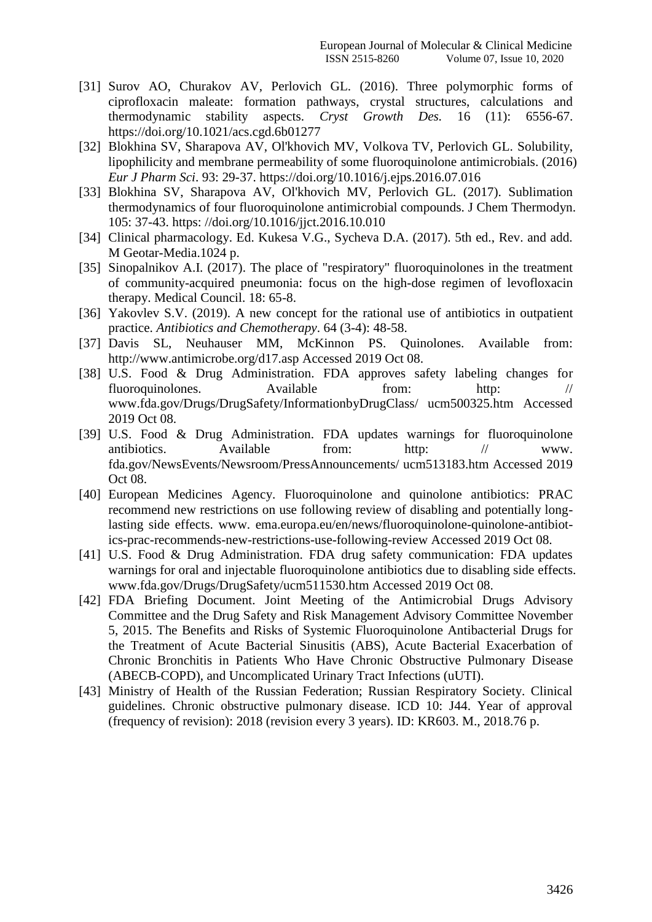[31] Surov AO, Churakov AV, Perlovich GL. (2016). Three polymorphic forms of ciprofloxacin maleate: formation pathways, crystal structures, calculations and thermodynamic stability aspects. *Cryst Growth Des.* 16 (11): 6556-67. https://doi.org/10.1021/acs.cgd.6b01277

[32] Blokhina SV, Sharapova AV, Ol'khovich MV, Volkova TV, Perlovich GL. Solubility, lipophilicity and membrane permeability of some fluoroquinolone antimicrobials. (2016) *Eur J Pharm Sci*. 93: 29-37. https://doi.org/10.1016/j.ejps.2016.07.016

[33] Blokhina SV, Sharapova AV, Ol'khovich MV, Perlovich GL. (2017). Sublimation thermodynamics of four fluoroquinolone antimicrobial compounds. J Chem Thermodyn. 105: 37-43. https: //doi.org/10.1016/jjct.2016.10.010

[34] Clinical pharmacology. Ed. Kukesa V.G., Sycheva D.A. (2017). 5th ed., Rev. and add. M Geotar-Media.1024 p.

[35] Sinopalnikov A.I. (2017). The place of "respiratory" fluoroquinolones in the treatment of community-acquired pneumonia: focus on the high-dose regimen of levofloxacin therapy. Medical Council. 18: 65-8.

[36] Yakovlev S.V. (2019). A new concept for the rational use of antibiotics in outpatient practice. *Antibiotics and Chemotherapy*. 64 (3-4): 48-58.

[37] Davis SL, Neuhauser MM, McKinnon PS. Quinolones. Available from: http://www.antimicrobe.org/d17.asp Accessed 2019 Oct 08.

[38] U.S. Food & Drug Administration. FDA approves safety labeling changes for fluoroquinolones. Available from: http: // www.fda.gov/Drugs/DrugSafety/InformationbyDrugClass/ ucm500325.htm Accessed 2019 Oct 08.

[39] U.S. Food & Drug Administration. FDA updates warnings for fluoroquinolone antibiotics. Available from: http: // www. fda.gov/NewsEvents/Newsroom/PressAnnouncements/ ucm513183.htm Accessed 2019 Oct 08.

[40] European Medicines Agency. Fluoroquinolone and quinolone antibiotics: PRAC recommend new restrictions on use following review of disabling and potentially long-lasting side effects. www. ema.europa.eu/en/news/fluoroquinolone-quinolone-antibiotics-prac-recommends-new-restrictions-use-following-review Accessed 2019 Oct 08.

[41] U.S. Food & Drug Administration. FDA drug safety communication: FDA updates warnings for oral and injectable fluoroquinolone antibiotics due to disabling side effects. www.fda.gov/Drugs/DrugSafety/ucm511530.htm Accessed 2019 Oct 08.

[42] FDA Briefing Document. Joint Meeting of the Antimicrobial Drugs Advisory Committee and the Drug Safety and Risk Management Advisory Committee November 5, 2015. The Benefits and Risks of Systemic Fluoroquinolone Antibacterial Drugs for the Treatment of Acute Bacterial Sinusitis (ABS), Acute Bacterial Exacerbation of Chronic Bronchitis in Patients Who Have Chronic Obstructive Pulmonary Disease (ABECB-COPD), and Uncomplicated Urinary Tract Infections (uUTI).

[43] Ministry of Health of the Russian Federation; Russian Respiratory Society. Clinical guidelines. Chronic obstructive pulmonary disease. ICD 10: J44. Year of approval (frequency of revision): 2018 (revision every 3 years). ID: KR603. M., 2018.76 p.